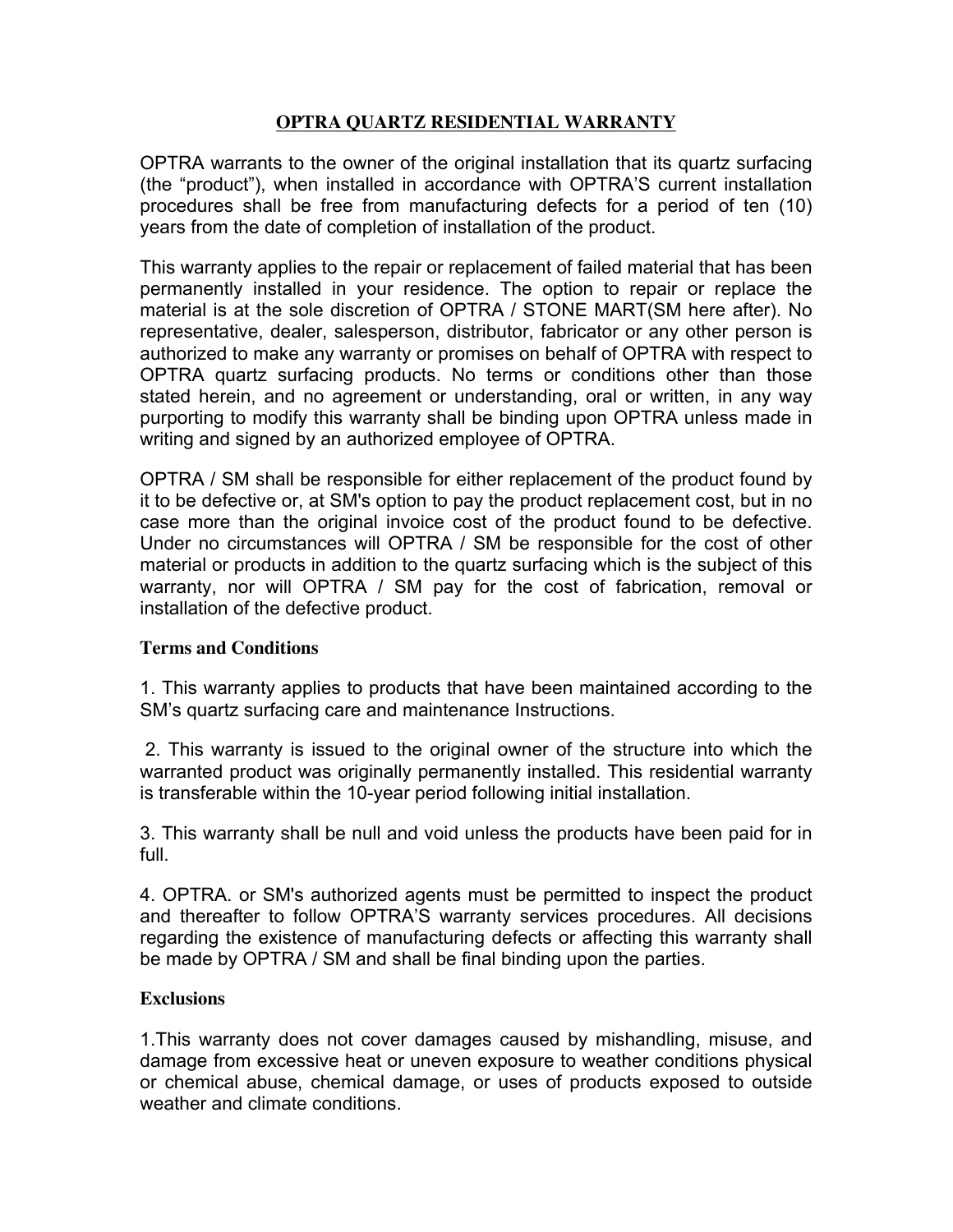# OPTRA QUARTZ RESIDENTIAL WARRANTY

OPTRA warrants to the owner of the original installation that its quartz surfacing (the "product"), when installed in accordance with OPTRA'S current installation procedures shall be free from manufacturing defects for a period of ten (10) years from the date of completion of installation of the product.

This warranty applies to the repair or replacement of failed material that has been permanently installed in your residence. The option to repair or replace the material is at the sole discretion of OPTRA / STONE MART(SM here after). No representative, dealer, salesperson, distributor, fabricator or any other person is authorized to make any warranty or promises on behalf of OPTRA with respect to OPTRA quartz surfacing products. No terms or conditions other than those stated herein, and no agreement or understanding, oral or written, in any way purporting to modify this warranty shall be binding upon OPTRA unless made in writing and signed by an authorized employee of OPTRA.

OPTRA / SM shall be responsible for either replacement of the product found by it to be defective or, at SM's option to pay the product replacement cost, but in no case more than the original invoice cost of the product found to be defective. Under no circumstances will OPTRA / SM be responsible for the cost of other material or products in addition to the quartz surfacing which is the subject of this warranty, nor will OPTRA / SM pay for the cost of fabrication, removal or installation of the defective product.

**Terms and Conditions**

1. This warranty applies to products that have been maintained according to the SM's quartz surfacing care and maintenance Instructions.

2. This warranty is issued to the original owner of the structure into which the warranted product was originally permanently installed. This residential warranty is transferable within the 10-year period following initial installation.

3. This warranty shall be null and void unless the products have been paid for in full.

4. OPTRA. or SM's authorized agents must be permitted to inspect the product and thereafter to follow OPTRA'S warranty services procedures. All decisions regarding the existence of manufacturing defects or affecting this warranty shall be made by OPTRA / SM and shall be final binding upon the parties.

**Exclusions**

1.This warranty does not cover damages caused by mishandling, misuse, and damage from excessive heat or uneven exposure to weather conditions physical or chemical abuse, chemical damage, or uses of products exposed to outside weather and climate conditions.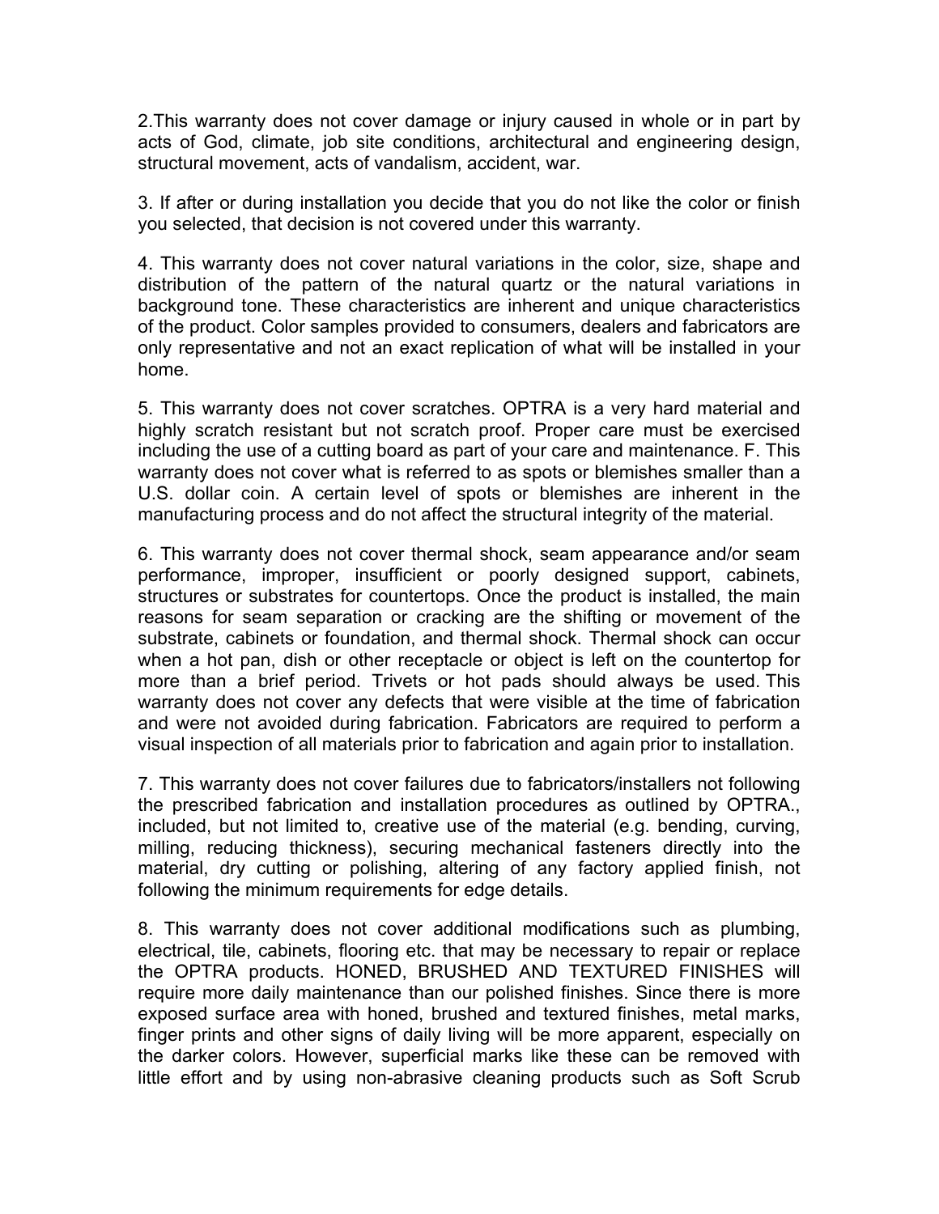2.This warranty does not cover damage or injury caused in whole or in part by acts of God, climate, job site conditions, architectural and engineering design, structural movement, acts of vandalism, accident, war.

3. If after or during installation you decide that you do not like the color or finish you selected, that decision is not covered under this warranty.

4. This warranty does not cover natural variations in the color, size, shape and distribution of the pattern of the natural quartz or the natural variations in background tone. These characteristics are inherent and unique characteristics of the product. Color samples provided to consumers, dealers and fabricators are only representative and not an exact replication of what will be installed in your home.

5. This warranty does not cover scratches. OPTRA is a very hard material and highly scratch resistant but not scratch proof. Proper care must be exercised including the use of a cutting board as part of your care and maintenance. F. This warranty does not cover what is referred to as spots or blemishes smaller than a U.S. dollar coin. A certain level of spots or blemishes are inherent in the manufacturing process and do not affect the structural integrity of the material.

6. This warranty does not cover thermal shock, seam appearance and/or seam performance, improper, insufficient or poorly designed support, cabinets, structures or substrates for countertops. Once the product is installed, the main reasons for seam separation or cracking are the shifting or movement of the substrate, cabinets or foundation, and thermal shock. Thermal shock can occur when a hot pan, dish or other receptacle or object is left on the countertop for more than a brief period. Trivets or hot pads should always be used. This warranty does not cover any defects that were visible at the time of fabrication and were not avoided during fabrication. Fabricators are required to perform a visual inspection of all materials prior to fabrication and again prior to installation.

7. This warranty does not cover failures due to fabricators/installers not following the prescribed fabrication and installation procedures as outlined by OPTRA., included, but not limited to, creative use of the material (e.g. bending, curving, milling, reducing thickness), securing mechanical fasteners directly into the material, dry cutting or polishing, altering of any factory applied finish, not following the minimum requirements for edge details.

8. This warranty does not cover additional modifications such as plumbing, electrical, tile, cabinets, flooring etc. that may be necessary to repair or replace the OPTRA products. HONED, BRUSHED AND TEXTURED FINISHES will require more daily maintenance than our polished finishes. Since there is more exposed surface area with honed, brushed and textured finishes, metal marks, finger prints and other signs of daily living will be more apparent, especially on the darker colors. However, superficial marks like these can be removed with little effort and by using non-abrasive cleaning products such as Soft Scrub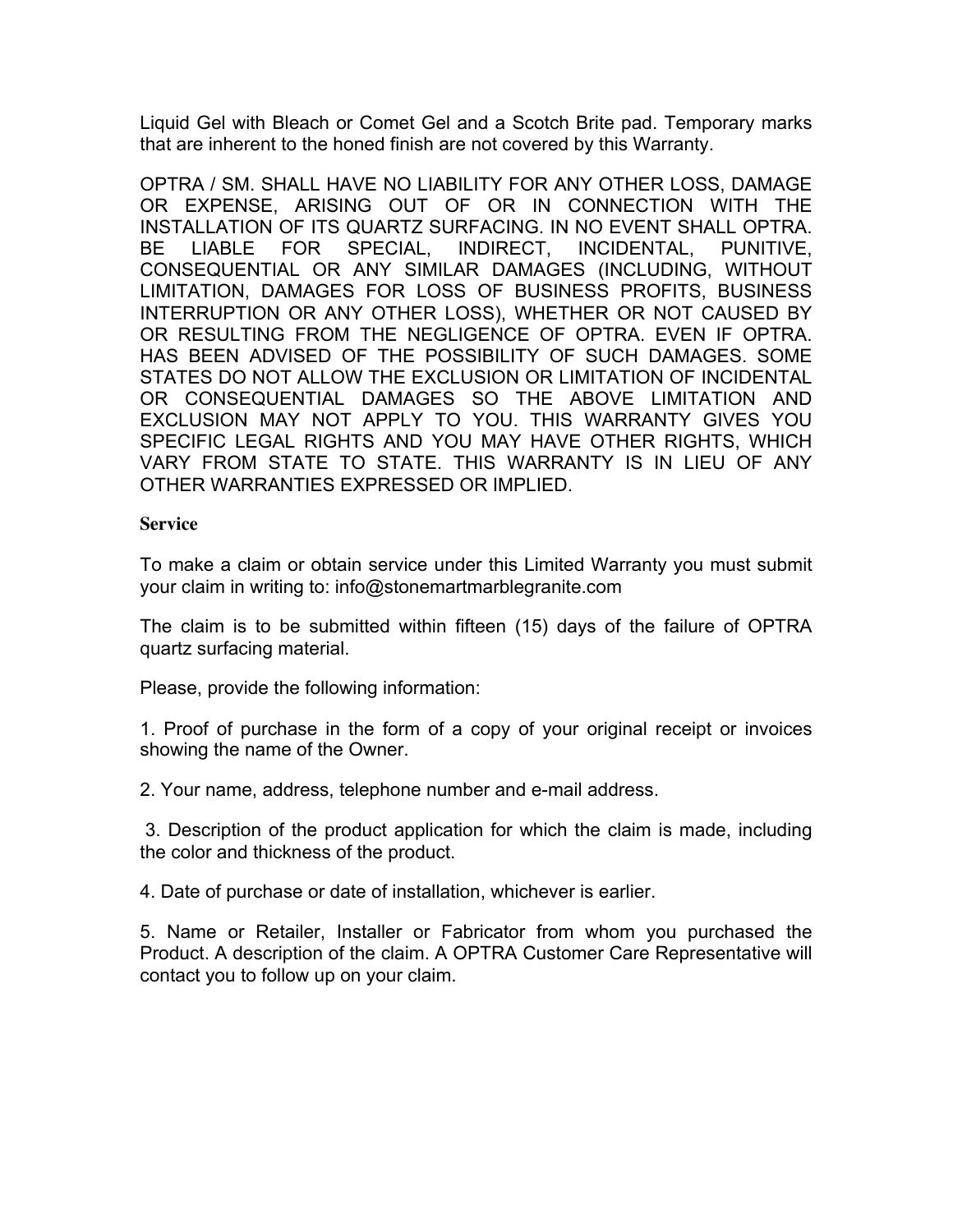Liquid Gel with Bleach or Comet Gel and a Scotch Brite pad. Temporary marks that are inherent to the honed finish are not covered by this Warranty.

OPTRA / SM. SHALL HAVE NO LIABILITY FOR ANY OTHER LOSS, DAMAGE OR EXPENSE, ARISING OUT OF OR IN CONNECTION WITH THE INSTALLATION OF ITS QUARTZ SURFACING. IN NO EVENT SHALL OPTRA. BE LIABLE FOR SPECIAL, INDIRECT, INCIDENTAL, PUNITIVE, CONSEQUENTIAL OR ANY SIMILAR DAMAGES (INCLUDING, WITHOUT LIMITATION, DAMAGES FOR LOSS OF BUSINESS PROFITS, BUSINESS INTERRUPTION OR ANY OTHER LOSS), WHETHER OR NOT CAUSED BY OR RESULTING FROM THE NEGLIGENCE OF OPTRA. EVEN IF OPTRA. HAS BEEN ADVISED OF THE POSSIBILITY OF SUCH DAMAGES. SOME STATES DO NOT ALLOW THE EXCLUSION OR LIMITATION OF INCIDENTAL OR CONSEQUENTIAL DAMAGES SO THE ABOVE LIMITATION AND EXCLUSION MAY NOT APPLY TO YOU. THIS WARRANTY GIVES YOU SPECIFIC LEGAL RIGHTS AND YOU MAY HAVE OTHER RIGHTS, WHICH VARY FROM STATE TO STATE. THIS WARRANTY IS IN LIEU OF ANY OTHER WARRANTIES EXPRESSED OR IMPLIED.

**Service**

To make a claim or obtain service under this Limited Warranty you must submit your claim in writing to: info@stonemartmarblegranite.com

The claim is to be submitted within fifteen (15) days of the failure of OPTRA quartz surfacing material.

Please, provide the following information:

1. Proof of purchase in the form of a copy of your original receipt or invoices showing the name of the Owner.

2. Your name, address, telephone number and e-mail address.

3. Description of the product application for which the claim is made, including the color and thickness of the product.

4. Date of purchase or date of installation, whichever is earlier.

5. Name or Retailer, Installer or Fabricator from whom you purchased the Product. A description of the claim. A OPTRA Customer Care Representative will contact you to follow up on your claim.